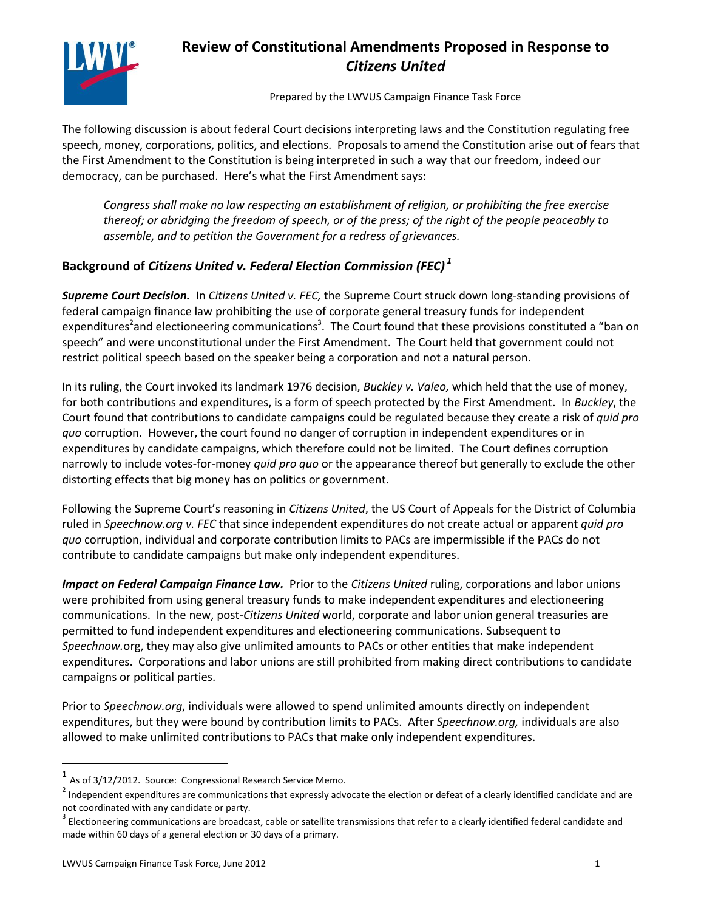# Review of Constitutional Amendments Proposed in Response to *Citizens United*

Prepared by the LWVUS Campaign Finance Task Force

The following discussion is about federal Court decisions interpreting laws and the Constitution regulating free speech, money, corporations, politics, and elections. Proposals to amend the Constitution arise out of fears that the First Amendment to the Constitution is being interpreted in such a way that our freedom, indeed our democracy, can be purchased. Here's what the First Amendment says:

> *Congress shall make no law respecting an establishment of religion, or prohibiting the free exercise thereof; or abridging the freedom of speech, or of the press; of the right of the people peaceably to assemble, and to petition the Government for a redress of grievances.*

## Background of *Citizens United v. Federal Election Commission (FEC)*[1]

***Supreme Court Decision.*** In *Citizens United v. FEC,* the Supreme Court struck down long-standing provisions of federal campaign finance law prohibiting the use of corporate general treasury funds for independent expenditures[2] and electioneering communications[3]. The Court found that these provisions constituted a "ban on speech" and were unconstitutional under the First Amendment. The Court held that government could not restrict political speech based on the speaker being a corporation and not a natural person.

In its ruling, the Court invoked its landmark 1976 decision, *Buckley v. Valeo,* which held that the use of money, for both contributions and expenditures, is a form of speech protected by the First Amendment. In *Buckley*, the Court found that contributions to candidate campaigns could be regulated because they create a risk of *quid pro quo* corruption. However, the court found no danger of corruption in independent expenditures or in expenditures by candidate campaigns, which therefore could not be limited. The Court defines corruption narrowly to include votes-for-money *quid pro quo* or the appearance thereof but generally to exclude the other distorting effects that big money has on politics or government.

Following the Supreme Court's reasoning in *Citizens United*, the US Court of Appeals for the District of Columbia ruled in *Speechnow.org v. FEC* that since independent expenditures do not create actual or apparent *quid pro quo* corruption, individual and corporate contribution limits to PACs are impermissible if the PACs do not contribute to candidate campaigns but make only independent expenditures.

***Impact on Federal Campaign Finance Law.*** Prior to the *Citizens United* ruling, corporations and labor unions were prohibited from using general treasury funds to make independent expenditures and electioneering communications. In the new, post-*Citizens United* world, corporate and labor union general treasuries are permitted to fund independent expenditures and electioneering communications. Subsequent to *Speechnow*.org, they may also give unlimited amounts to PACs or other entities that make independent expenditures. Corporations and labor unions are still prohibited from making direct contributions to candidate campaigns or political parties.

Prior to *Speechnow.org*, individuals were allowed to spend unlimited amounts directly on independent expenditures, but they were bound by contribution limits to PACs. After *Speechnow.org,* individuals are also allowed to make unlimited contributions to PACs that make only independent expenditures.

---

[1] As of 3/12/2012. Source: Congressional Research Service Memo.

[2] Independent expenditures are communications that expressly advocate the election or defeat of a clearly identified candidate and are not coordinated with any candidate or party.

[3] Electioneering communications are broadcast, cable or satellite transmissions that refer to a clearly identified federal candidate and made within 60 days of a general election or 30 days of a primary.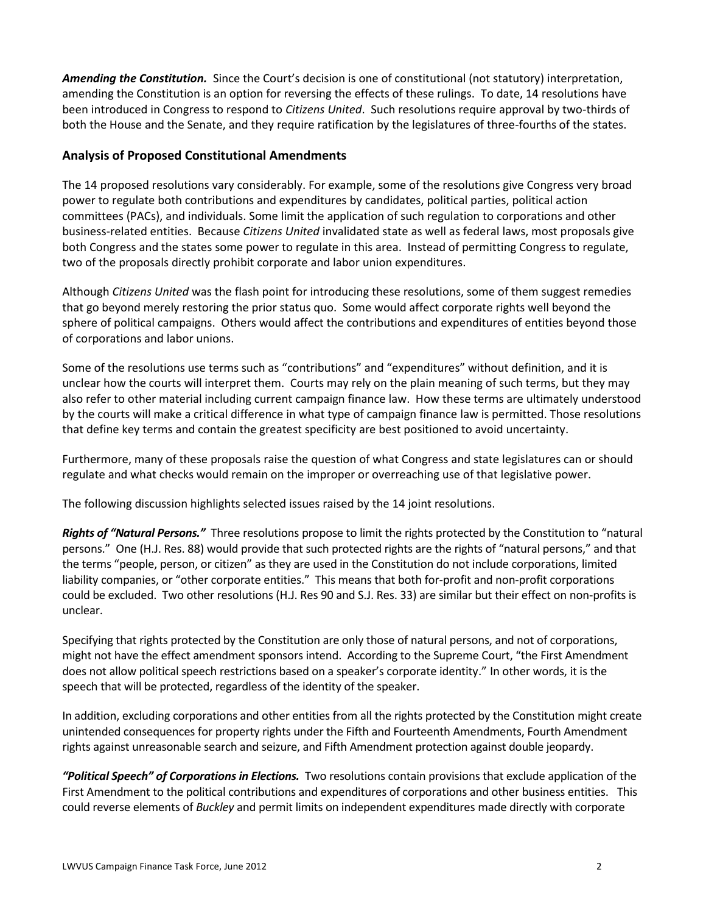***Amending the Constitution.*** Since the Court's decision is one of constitutional (not statutory) interpretation, amending the Constitution is an option for reversing the effects of these rulings. To date, 14 resolutions have been introduced in Congress to respond to *Citizens United*. Such resolutions require approval by two-thirds of both the House and the Senate, and they require ratification by the legislatures of three-fourths of the states.

## Analysis of Proposed Constitutional Amendments

The 14 proposed resolutions vary considerably. For example, some of the resolutions give Congress very broad power to regulate both contributions and expenditures by candidates, political parties, political action committees (PACs), and individuals. Some limit the application of such regulation to corporations and other business-related entities. Because *Citizens United* invalidated state as well as federal laws, most proposals give both Congress and the states some power to regulate in this area. Instead of permitting Congress to regulate, two of the proposals directly prohibit corporate and labor union expenditures.

Although *Citizens United* was the flash point for introducing these resolutions, some of them suggest remedies that go beyond merely restoring the prior status quo. Some would affect corporate rights well beyond the sphere of political campaigns. Others would affect the contributions and expenditures of entities beyond those of corporations and labor unions.

Some of the resolutions use terms such as "contributions" and "expenditures" without definition, and it is unclear how the courts will interpret them. Courts may rely on the plain meaning of such terms, but they may also refer to other material including current campaign finance law. How these terms are ultimately understood by the courts will make a critical difference in what type of campaign finance law is permitted. Those resolutions that define key terms and contain the greatest specificity are best positioned to avoid uncertainty.

Furthermore, many of these proposals raise the question of what Congress and state legislatures can or should regulate and what checks would remain on the improper or overreaching use of that legislative power.

The following discussion highlights selected issues raised by the 14 joint resolutions.

***Rights of "Natural Persons."*** Three resolutions propose to limit the rights protected by the Constitution to "natural persons." One (H.J. Res. 88) would provide that such protected rights are the rights of "natural persons," and that the terms "people, person, or citizen" as they are used in the Constitution do not include corporations, limited liability companies, or "other corporate entities." This means that both for-profit and non-profit corporations could be excluded. Two other resolutions (H.J. Res 90 and S.J. Res. 33) are similar but their effect on non-profits is unclear.

Specifying that rights protected by the Constitution are only those of natural persons, and not of corporations, might not have the effect amendment sponsors intend. According to the Supreme Court, "the First Amendment does not allow political speech restrictions based on a speaker's corporate identity." In other words, it is the speech that will be protected, regardless of the identity of the speaker.

In addition, excluding corporations and other entities from all the rights protected by the Constitution might create unintended consequences for property rights under the Fifth and Fourteenth Amendments, Fourth Amendment rights against unreasonable search and seizure, and Fifth Amendment protection against double jeopardy.

***"Political Speech" of Corporations in Elections.*** Two resolutions contain provisions that exclude application of the First Amendment to the political contributions and expenditures of corporations and other business entities. This could reverse elements of *Buckley* and permit limits on independent expenditures made directly with corporate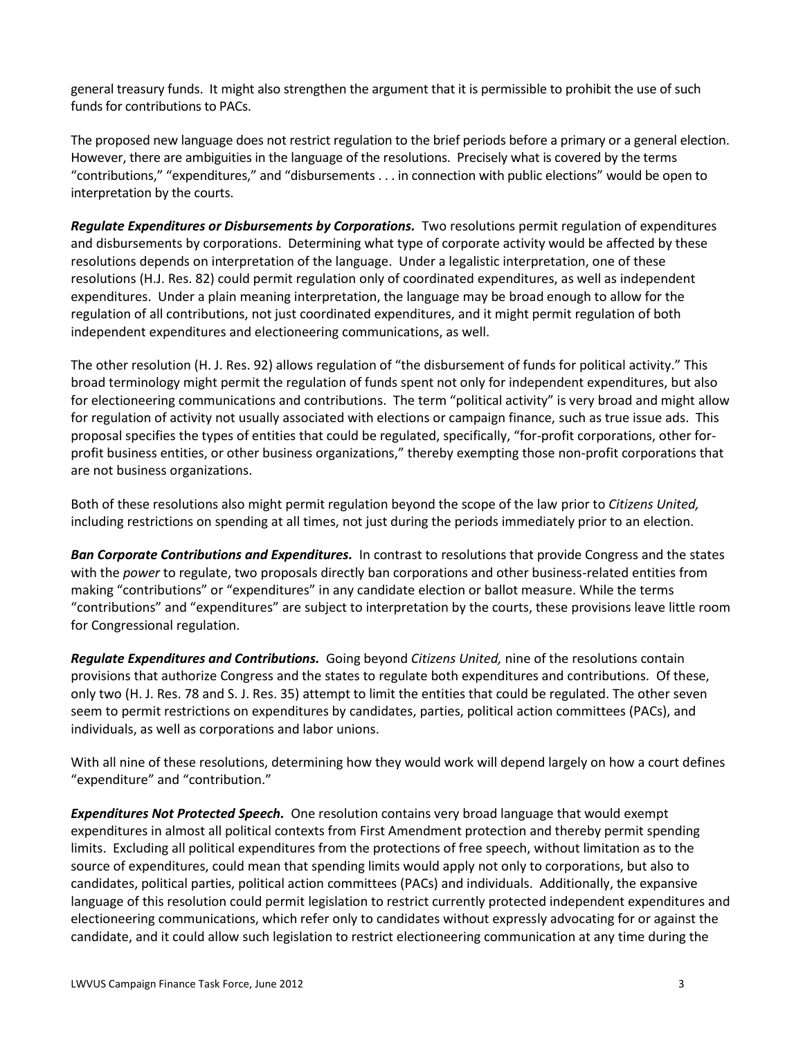general treasury funds. It might also strengthen the argument that it is permissible to prohibit the use of such funds for contributions to PACs.

The proposed new language does not restrict regulation to the brief periods before a primary or a general election. However, there are ambiguities in the language of the resolutions. Precisely what is covered by the terms "contributions," "expenditures," and "disbursements . . . in connection with public elections" would be open to interpretation by the courts.

***Regulate Expenditures or Disbursements by Corporations.*** Two resolutions permit regulation of expenditures and disbursements by corporations. Determining what type of corporate activity would be affected by these resolutions depends on interpretation of the language. Under a legalistic interpretation, one of these resolutions (H.J. Res. 82) could permit regulation only of coordinated expenditures, as well as independent expenditures. Under a plain meaning interpretation, the language may be broad enough to allow for the regulation of all contributions, not just coordinated expenditures, and it might permit regulation of both independent expenditures and electioneering communications, as well.

The other resolution (H. J. Res. 92) allows regulation of "the disbursement of funds for political activity." This broad terminology might permit the regulation of funds spent not only for independent expenditures, but also for electioneering communications and contributions. The term "political activity" is very broad and might allow for regulation of activity not usually associated with elections or campaign finance, such as true issue ads. This proposal specifies the types of entities that could be regulated, specifically, "for-profit corporations, other for-profit business entities, or other business organizations," thereby exempting those non-profit corporations that are not business organizations.

Both of these resolutions also might permit regulation beyond the scope of the law prior to *Citizens United,* including restrictions on spending at all times, not just during the periods immediately prior to an election.

***Ban Corporate Contributions and Expenditures.*** In contrast to resolutions that provide Congress and the states with the *power* to regulate, two proposals directly ban corporations and other business-related entities from making "contributions" or "expenditures" in any candidate election or ballot measure. While the terms "contributions" and "expenditures" are subject to interpretation by the courts, these provisions leave little room for Congressional regulation.

***Regulate Expenditures and Contributions.*** Going beyond *Citizens United,* nine of the resolutions contain provisions that authorize Congress and the states to regulate both expenditures and contributions. Of these, only two (H. J. Res. 78 and S. J. Res. 35) attempt to limit the entities that could be regulated. The other seven seem to permit restrictions on expenditures by candidates, parties, political action committees (PACs), and individuals, as well as corporations and labor unions.

With all nine of these resolutions, determining how they would work will depend largely on how a court defines "expenditure" and "contribution."

***Expenditures Not Protected Speech.*** One resolution contains very broad language that would exempt expenditures in almost all political contexts from First Amendment protection and thereby permit spending limits. Excluding all political expenditures from the protections of free speech, without limitation as to the source of expenditures, could mean that spending limits would apply not only to corporations, but also to candidates, political parties, political action committees (PACs) and individuals. Additionally, the expansive language of this resolution could permit legislation to restrict currently protected independent expenditures and electioneering communications, which refer only to candidates without expressly advocating for or against the candidate, and it could allow such legislation to restrict electioneering communication at any time during the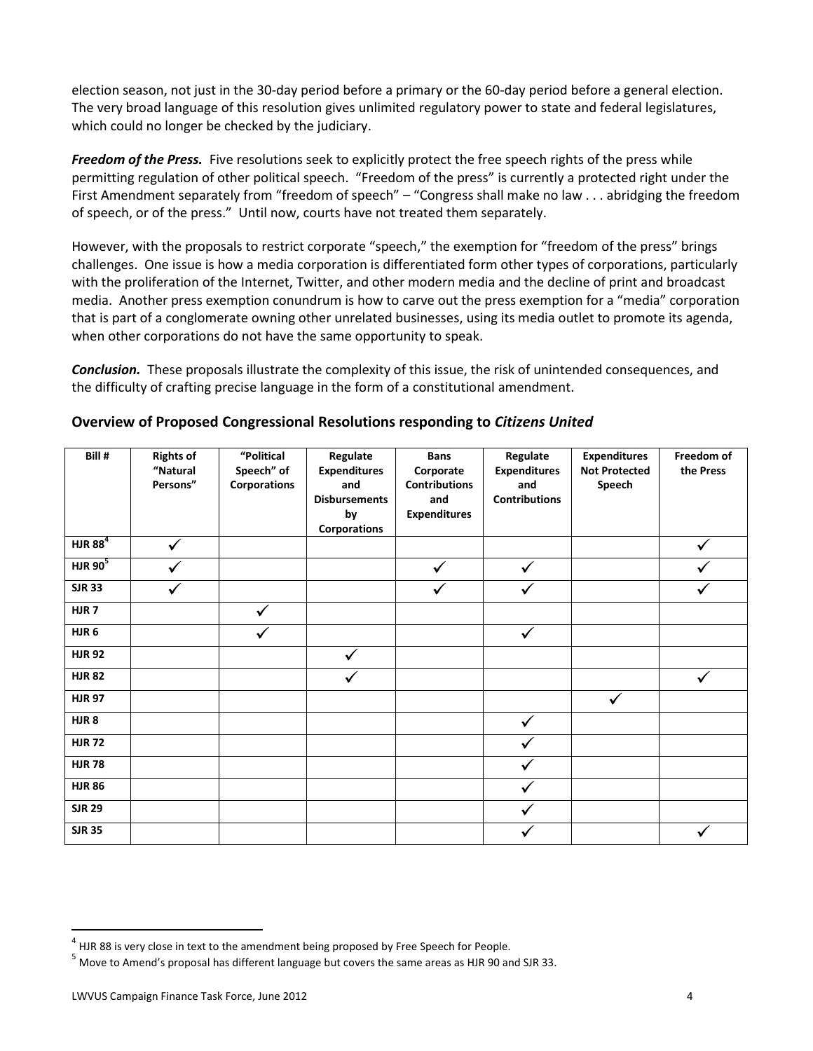election season, not just in the 30-day period before a primary or the 60-day period before a general election. The very broad language of this resolution gives unlimited regulatory power to state and federal legislatures, which could no longer be checked by the judiciary.

***Freedom of the Press.*** Five resolutions seek to explicitly protect the free speech rights of the press while permitting regulation of other political speech. "Freedom of the press" is currently a protected right under the First Amendment separately from "freedom of speech" – "Congress shall make no law . . . abridging the freedom of speech, or of the press." Until now, courts have not treated them separately.

However, with the proposals to restrict corporate "speech," the exemption for "freedom of the press" brings challenges. One issue is how a media corporation is differentiated form other types of corporations, particularly with the proliferation of the Internet, Twitter, and other modern media and the decline of print and broadcast media. Another press exemption conundrum is how to carve out the press exemption for a "media" corporation that is part of a conglomerate owning other unrelated businesses, using its media outlet to promote its agenda, when other corporations do not have the same opportunity to speak.

***Conclusion.*** These proposals illustrate the complexity of this issue, the risk of unintended consequences, and the difficulty of crafting precise language in the form of a constitutional amendment.

## Overview of Proposed Congressional Resolutions responding to *Citizens United*

| Bill # | Rights of "Natural Persons" | "Political Speech" of Corporations | Regulate Expenditures and Disbursements by Corporations | Bans Corporate Contributions and Expenditures | Regulate Expenditures and Contributions | Expenditures Not Protected Speech | Freedom of the Press |
|---|---|---|---|---|---|---|---|
| HJR 88[4] | ✓ | | | | | | ✓ |
| HJR 90[5] | ✓ | | | ✓ | ✓ | | ✓ |
| SJR 33 | ✓ | | | ✓ | ✓ | | ✓ |
| HJR 7 | | ✓ | | | | | |
| HJR 6 | | ✓ | | | ✓ | | |
| HJR 92 | | | ✓ | | | | |
| HJR 82 | | | ✓ | | | | ✓ |
| HJR 97 | | | | | | ✓ | |
| HJR 8 | | | | | ✓ | | |
| HJR 72 | | | | | ✓ | | |
| HJR 78 | | | | | ✓ | | |
| HJR 86 | | | | | ✓ | | |
| SJR 29 | | | | | ✓ | | |
| SJR 35 | | | | | ✓ | | ✓ |

[4] HJR 88 is very close in text to the amendment being proposed by Free Speech for People.

[5] Move to Amend's proposal has different language but covers the same areas as HJR 90 and SJR 33.

LWVUS Campaign Finance Task Force, June 2012